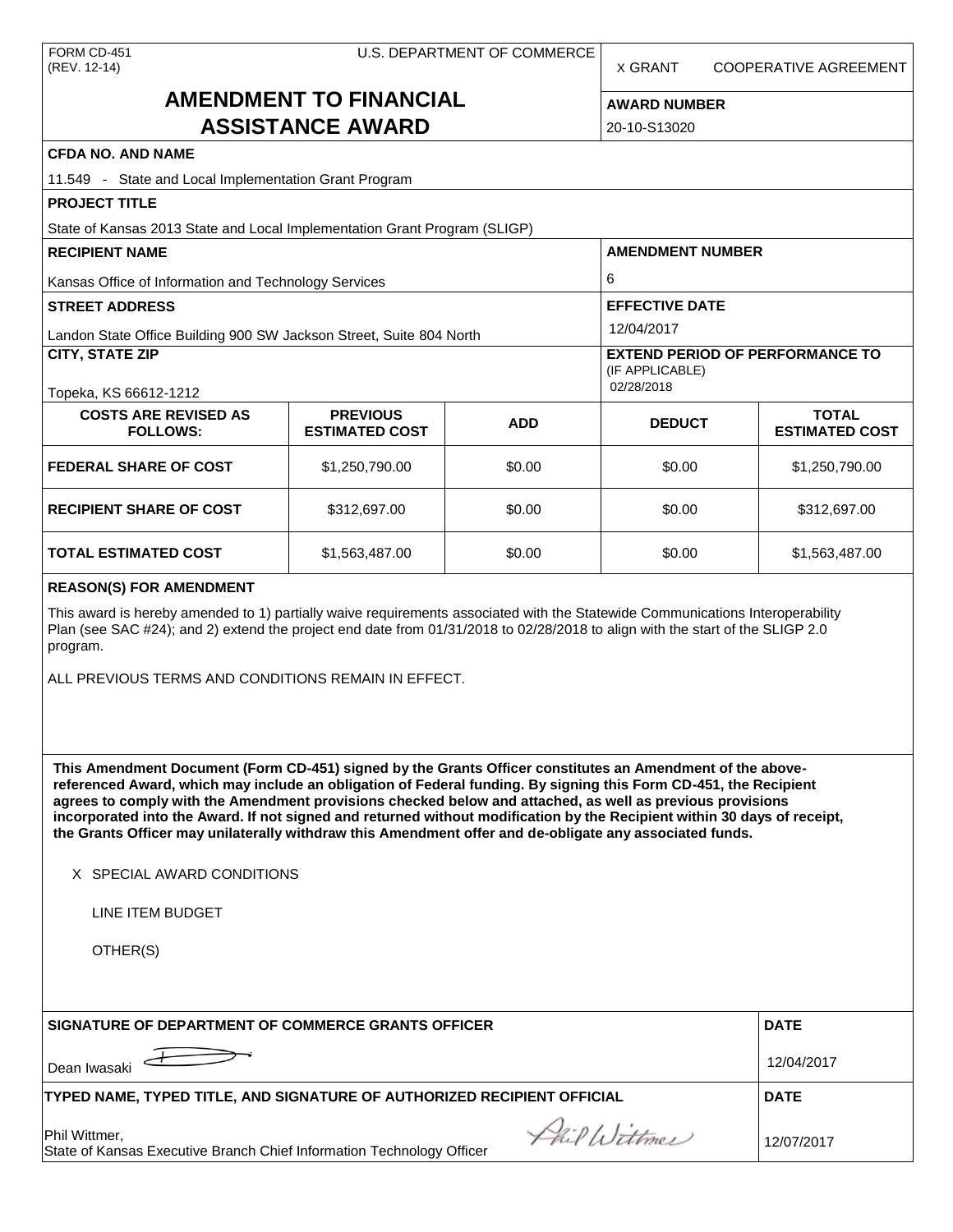FORM CD-451
(REV. 12-14)

U.S. DEPARTMENT OF COMMERCE

X GRANT  COOPERATIVE AGREEMENT

# AMENDMENT TO FINANCIAL ASSISTANCE AWARD

**AWARD NUMBER**

20-10-S13020

**CFDA NO. AND NAME**

11.549 - State and Local Implementation Grant Program

**PROJECT TITLE**

State of Kansas 2013 State and Local Implementation Grant Program (SLIGP)

**RECIPIENT NAME**

Kansas Office of Information and Technology Services

**AMENDMENT NUMBER**

6

**STREET ADDRESS**

Landon State Office Building 900 SW Jackson Street, Suite 804 North

**EFFECTIVE DATE**

12/04/2017

**CITY, STATE ZIP**

Topeka, KS 66612-1212

**EXTEND PERIOD OF PERFORMANCE TO** (IF APPLICABLE)

02/28/2018

| COSTS ARE REVISED AS FOLLOWS: | PREVIOUS ESTIMATED COST | ADD | DEDUCT | TOTAL ESTIMATED COST |
|---|---|---|---|---|
| **FEDERAL SHARE OF COST** | $1,250,790.00 | $0.00 | $0.00 | $1,250,790.00 |
| **RECIPIENT SHARE OF COST** | $312,697.00 | $0.00 | $0.00 | $312,697.00 |
| **TOTAL ESTIMATED COST** | $1,563,487.00 | $0.00 | $0.00 | $1,563,487.00 |

**REASON(S) FOR AMENDMENT**

This award is hereby amended to 1) partially waive requirements associated with the Statewide Communications Interoperability Plan (see SAC #24); and 2) extend the project end date from 01/31/2018 to 02/28/2018 to align with the start of the SLIGP 2.0 program.

ALL PREVIOUS TERMS AND CONDITIONS REMAIN IN EFFECT.

**This Amendment Document (Form CD-451) signed by the Grants Officer constitutes an Amendment of the above-referenced Award, which may include an obligation of Federal funding. By signing this Form CD-451, the Recipient agrees to comply with the Amendment provisions checked below and attached, as well as previous provisions incorporated into the Award. If not signed and returned without modification by the Recipient within 30 days of receipt, the Grants Officer may unilaterally withdraw this Amendment offer and de-obligate any associated funds.**

X SPECIAL AWARD CONDITIONS

LINE ITEM BUDGET

OTHER(S)

**SIGNATURE OF DEPARTMENT OF COMMERCE GRANTS OFFICER**

Dean Iwasaki

**DATE**

12/04/2017

**TYPED NAME, TYPED TITLE, AND SIGNATURE OF AUTHORIZED RECIPIENT OFFICIAL**

Phil Wittmer,
State of Kansas Executive Branch Chief Information Technology Officer

**DATE**

12/07/2017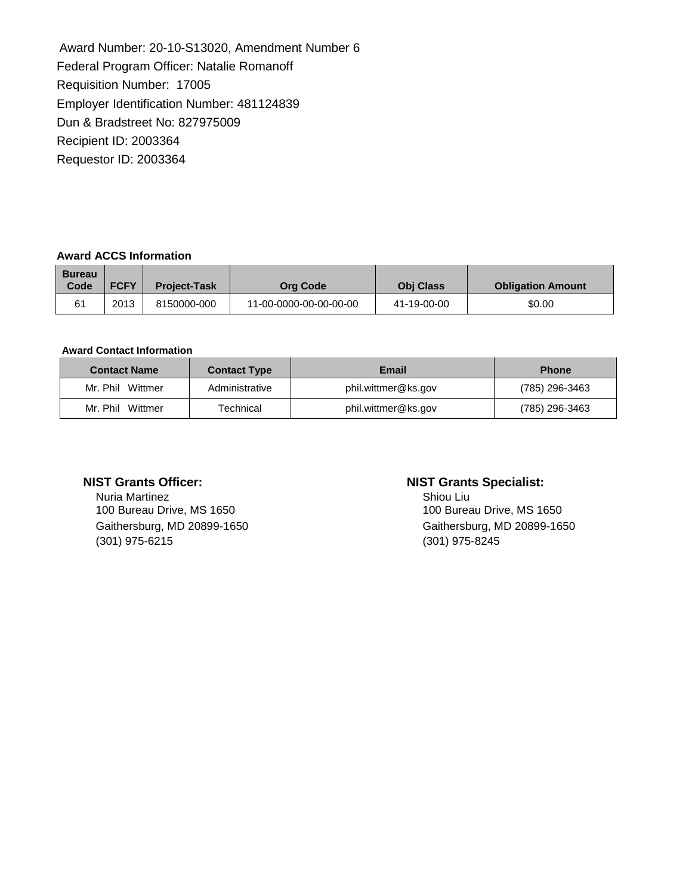Award Number: 20-10-S13020, Amendment Number 6
Federal Program Officer: Natalie Romanoff
Requisition Number: 17005
Employer Identification Number: 481124839
Dun & Bradstreet No: 827975009
Recipient ID: 2003364
Requestor ID: 2003364

**Award ACCS Information**

| Bureau Code | FCFY | Project-Task | Org Code | Obj Class | Obligation Amount |
|---|---|---|---|---|---|
| 61 | 2013 | 8150000-000 | 11-00-0000-00-00-00-00 | 41-19-00-00 | $0.00 |

**Award Contact Information**

| Contact Name | Contact Type | Email | Phone |
|---|---|---|---|
| Mr. Phil Wittmer | Administrative | phil.wittmer@ks.gov | (785) 296-3463 |
| Mr. Phil Wittmer | Technical | phil.wittmer@ks.gov | (785) 296-3463 |

**NIST Grants Officer:**
Nuria Martinez
100 Bureau Drive, MS 1650
Gaithersburg, MD 20899-1650
(301) 975-6215

**NIST Grants Specialist:**
Shiou Liu
100 Bureau Drive, MS 1650
Gaithersburg, MD 20899-1650
(301) 975-8245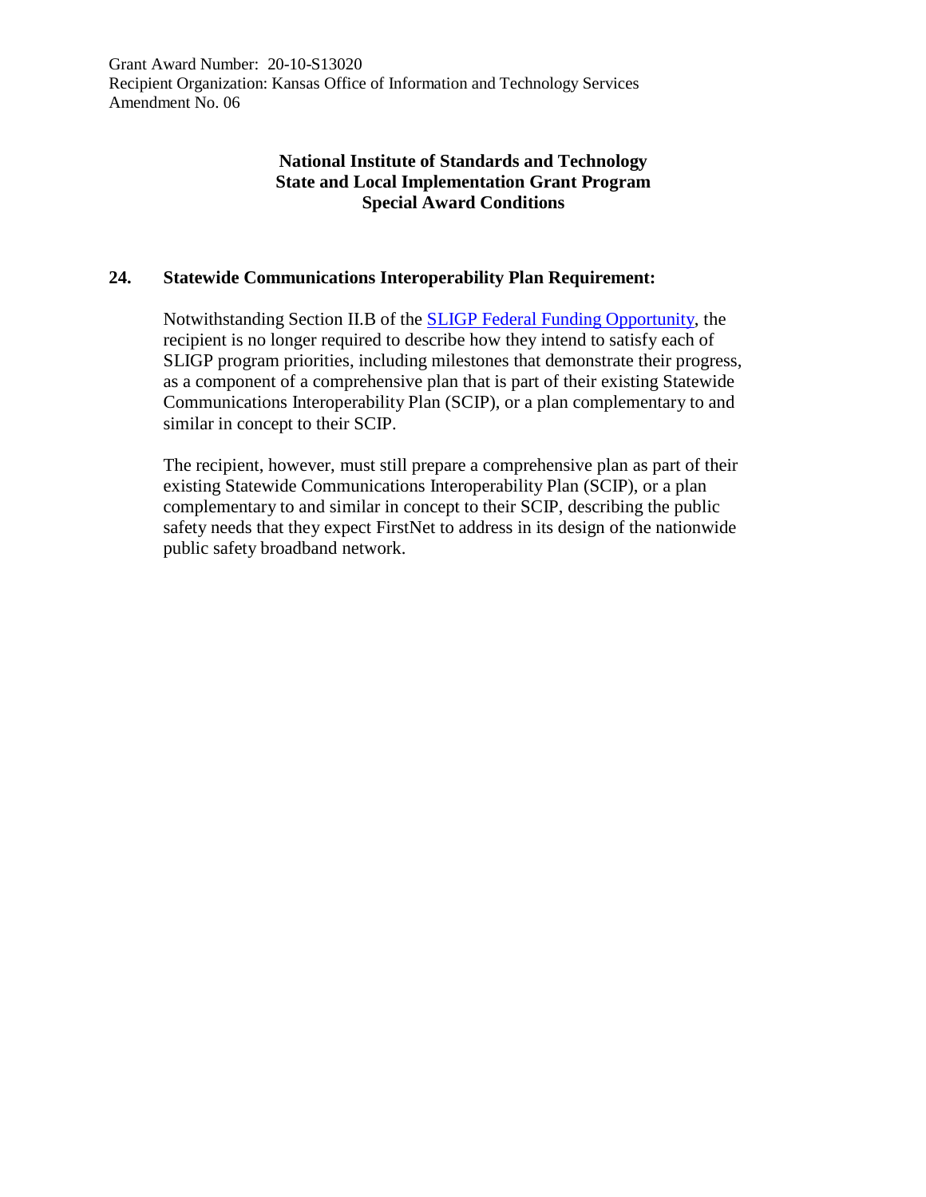Grant Award Number: 20-10-S13020
Recipient Organization: Kansas Office of Information and Technology Services
Amendment No. 06

**National Institute of Standards and Technology**
**State and Local Implementation Grant Program**
**Special Award Conditions**

**24. Statewide Communications Interoperability Plan Requirement:**

Notwithstanding Section II.B of the SLIGP Federal Funding Opportunity, the recipient is no longer required to describe how they intend to satisfy each of SLIGP program priorities, including milestones that demonstrate their progress, as a component of a comprehensive plan that is part of their existing Statewide Communications Interoperability Plan (SCIP), or a plan complementary to and similar in concept to their SCIP.

The recipient, however, must still prepare a comprehensive plan as part of their existing Statewide Communications Interoperability Plan (SCIP), or a plan complementary to and similar in concept to their SCIP, describing the public safety needs that they expect FirstNet to address in its design of the nationwide public safety broadband network.